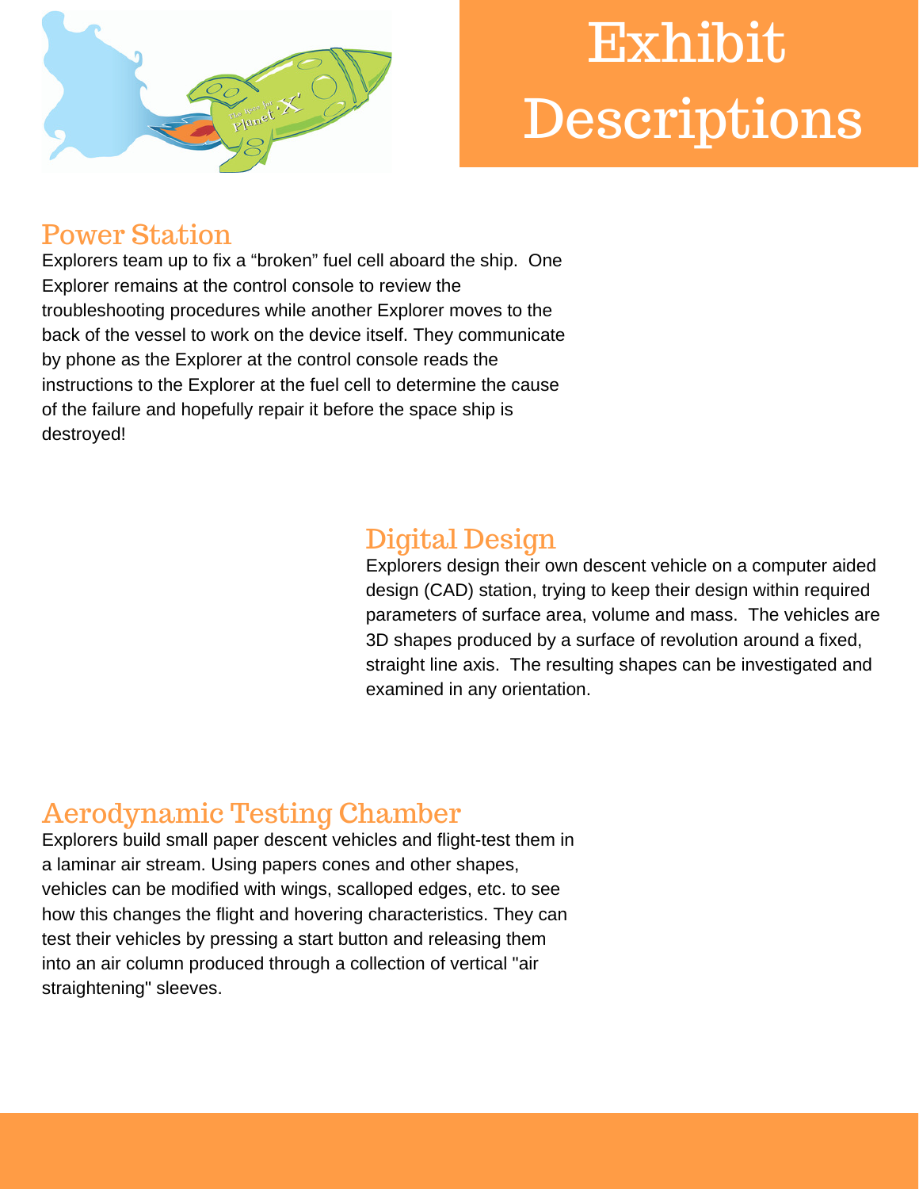# Exhibit Descriptions

## Power Station

Explorers team up to fix a “broken” fuel cell aboard the ship. One Explorer remains at the control console to review the troubleshooting procedures while another Explorer moves to the back of the vessel to work on the device itself. They communicate by phone as the Explorer at the control console reads the instructions to the Explorer at the fuel cell to determine the cause of the failure and hopefully repair it before the space ship is destroyed!

## Digital Design

Explorers design their own descent vehicle on a computer aided design (CAD) station, trying to keep their design within required parameters of surface area, volume and mass. The vehicles are 3D shapes produced by a surface of revolution around a fixed, straight line axis. The resulting shapes can be investigated and examined in any orientation.

## Aerodynamic Testing Chamber

Explorers build small paper descent vehicles and flight-test them in a laminar air stream. Using papers cones and other shapes, vehicles can be modified with wings, scalloped edges, etc. to see how this changes the flight and hovering characteristics. They can test their vehicles by pressing a start button and releasing them into an air column produced through a collection of vertical "air straightening" sleeves.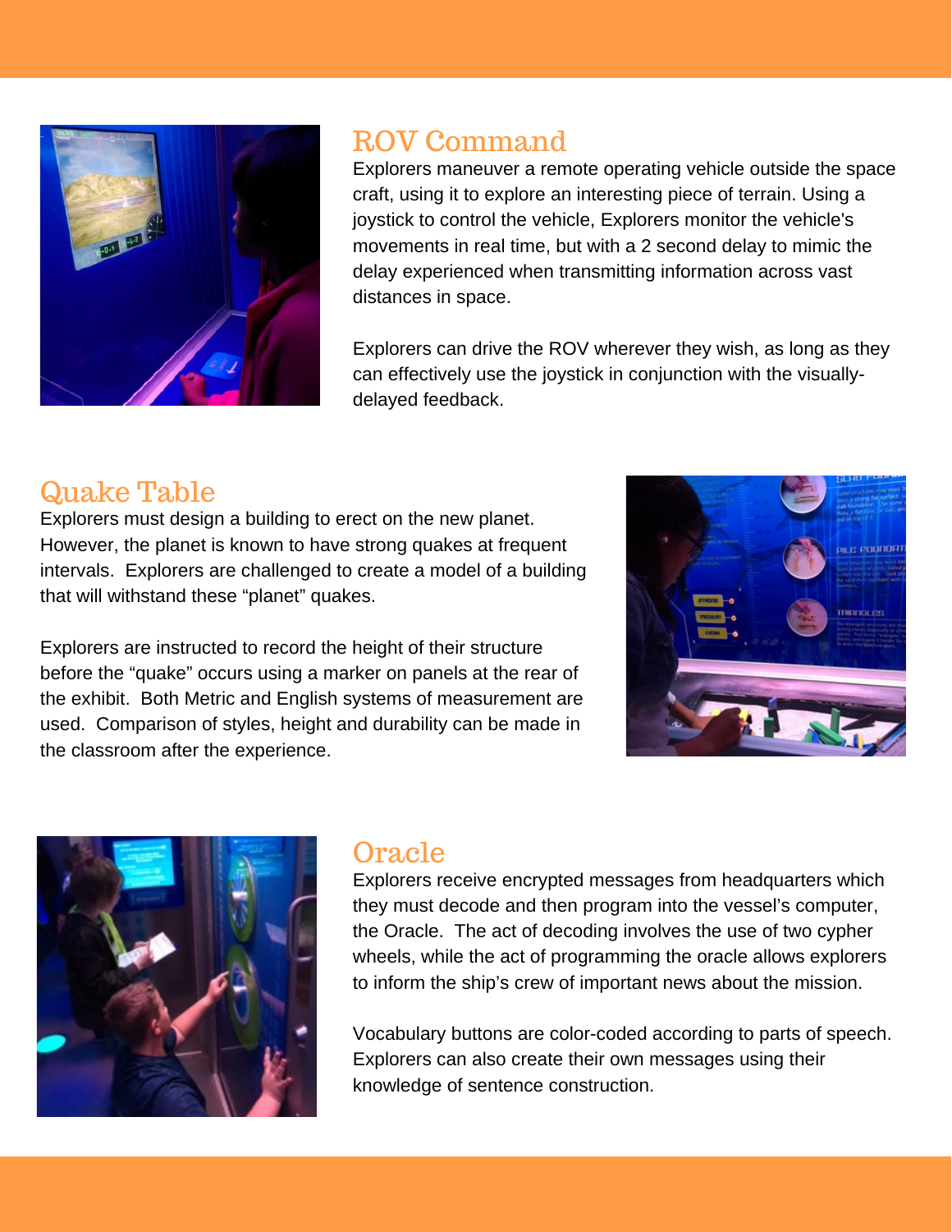## ROV Command

Explorers maneuver a remote operating vehicle outside the space craft, using it to explore an interesting piece of terrain. Using a joystick to control the vehicle, Explorers monitor the vehicle's movements in real time, but with a 2 second delay to mimic the delay experienced when transmitting information across vast distances in space.

Explorers can drive the ROV wherever they wish, as long as they can effectively use the joystick in conjunction with the visually-delayed feedback.

## Quake Table

Explorers must design a building to erect on the new planet. However, the planet is known to have strong quakes at frequent intervals. Explorers are challenged to create a model of a building that will withstand these "planet" quakes.

Explorers are instructed to record the height of their structure before the "quake" occurs using a marker on panels at the rear of the exhibit. Both Metric and English systems of measurement are used. Comparison of styles, height and durability can be made in the classroom after the experience.

## Oracle

Explorers receive encrypted messages from headquarters which they must decode and then program into the vessel's computer, the Oracle. The act of decoding involves the use of two cypher wheels, while the act of programming the oracle allows explorers to inform the ship's crew of important news about the mission.

Vocabulary buttons are color-coded according to parts of speech. Explorers can also create their own messages using their knowledge of sentence construction.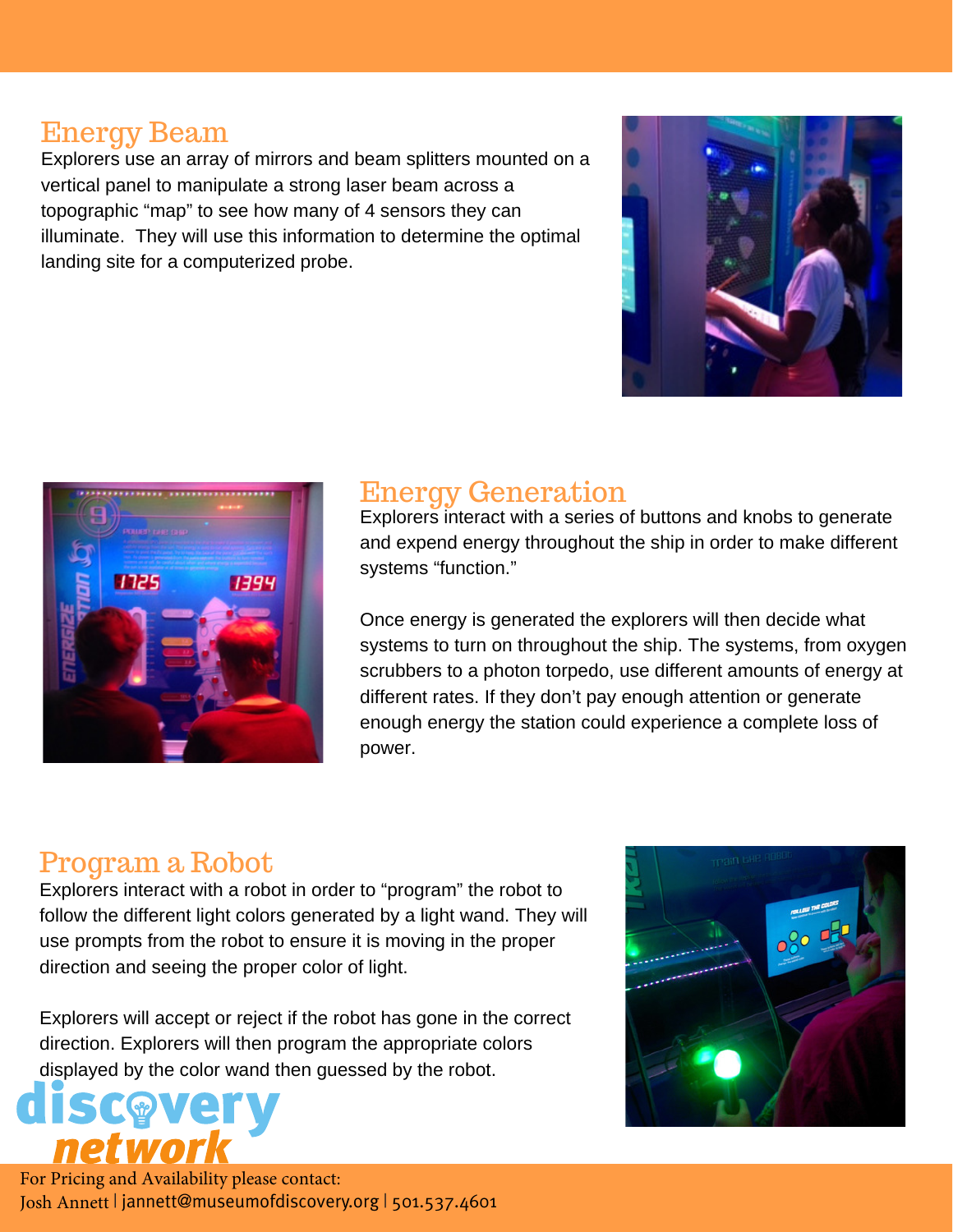## Energy Beam

Explorers use an array of mirrors and beam splitters mounted on a vertical panel to manipulate a strong laser beam across a topographic “map” to see how many of 4 sensors they can illuminate. They will use this information to determine the optimal landing site for a computerized probe.

## Energy Generation

Explorers interact with a series of buttons and knobs to generate and expend energy throughout the ship in order to make different systems “function.”

Once energy is generated the explorers will then decide what systems to turn on throughout the ship. The systems, from oxygen scrubbers to a photon torpedo, use different amounts of energy at different rates. If they don’t pay enough attention or generate enough energy the station could experience a complete loss of power.

## Program a Robot

Explorers interact with a robot in order to “program” the robot to follow the different light colors generated by a light wand. They will use prompts from the robot to ensure it is moving in the proper direction and seeing the proper color of light.

Explorers will accept or reject if the robot has gone in the correct direction. Explorers will then program the appropriate colors displayed by the color wand then guessed by the robot.

discovery network

For Pricing and Availability please contact:
Josh Annett | jannett@museumofdiscovery.org | 501.537.4601